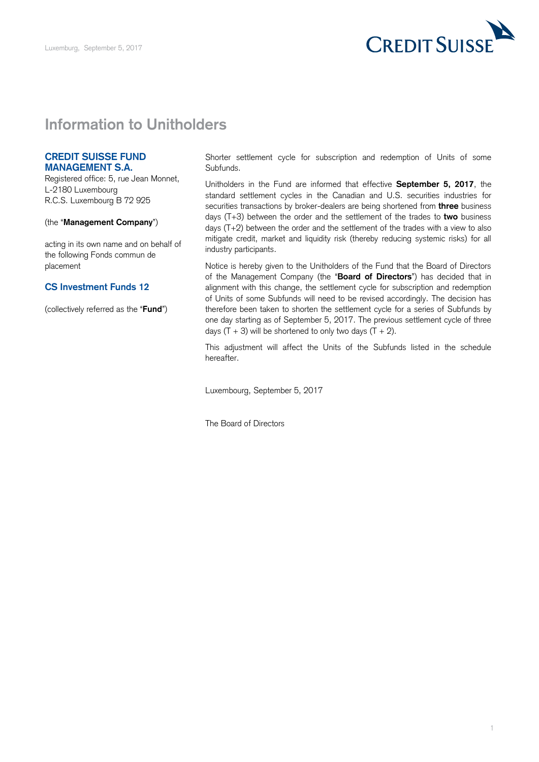Luxemburg, September 5, 2017

CREDIT SUISSE

# Information to Unitholders

**CREDIT SUISSE FUND MANAGEMENT S.A.**

Registered office: 5, rue Jean Monnet, L-2180 Luxembourg
R.C.S. Luxembourg B 72 925

(the "**Management Company**")

acting in its own name and on behalf of the following Fonds commun de placement

**CS Investment Funds 12**

(collectively referred as the "**Fund**")

Shorter settlement cycle for subscription and redemption of Units of some Subfunds.

Unitholders in the Fund are informed that effective **September 5, 2017**, the standard settlement cycles in the Canadian and U.S. securities industries for securities transactions by broker-dealers are being shortened from **three** business days (T+3) between the order and the settlement of the trades to **two** business days (T+2) between the order and the settlement of the trades with a view to also mitigate credit, market and liquidity risk (thereby reducing systemic risks) for all industry participants.

Notice is hereby given to the Unitholders of the Fund that the Board of Directors of the Management Company (the "**Board of Directors**") has decided that in alignment with this change, the settlement cycle for subscription and redemption of Units of some Subfunds will need to be revised accordingly. The decision has therefore been taken to shorten the settlement cycle for a series of Subfunds by one day starting as of September 5, 2017. The previous settlement cycle of three days (T + 3) will be shortened to only two days (T + 2).

This adjustment will affect the Units of the Subfunds listed in the schedule hereafter.

Luxembourg, September 5, 2017

The Board of Directors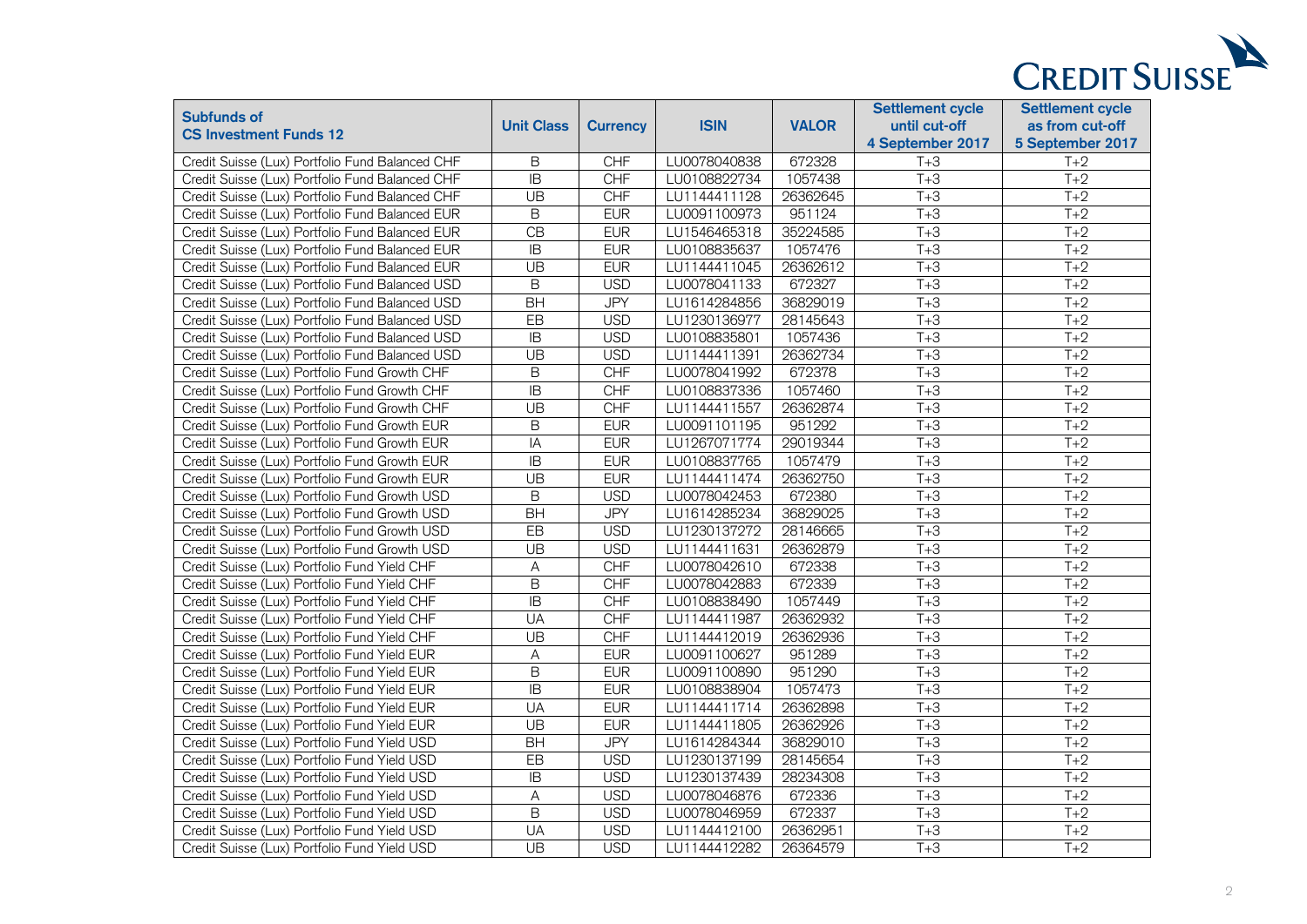| Subfunds of CS Investment Funds 12 | Unit Class | Currency | ISIN | VALOR | Settlement cycle until cut-off 4 September 2017 | Settlement cycle as from cut-off 5 September 2017 |
|---|---|---|---|---|---|---|
| Credit Suisse (Lux) Portfolio Fund Balanced CHF | B | CHF | LU0078040838 | 672328 | T+3 | T+2 |
| Credit Suisse (Lux) Portfolio Fund Balanced CHF | IB | CHF | LU0108822734 | 1057438 | T+3 | T+2 |
| Credit Suisse (Lux) Portfolio Fund Balanced CHF | UB | CHF | LU1144411128 | 26362645 | T+3 | T+2 |
| Credit Suisse (Lux) Portfolio Fund Balanced EUR | B | EUR | LU0091100973 | 951124 | T+3 | T+2 |
| Credit Suisse (Lux) Portfolio Fund Balanced EUR | CB | EUR | LU1546465318 | 35224585 | T+3 | T+2 |
| Credit Suisse (Lux) Portfolio Fund Balanced EUR | IB | EUR | LU0108835637 | 1057476 | T+3 | T+2 |
| Credit Suisse (Lux) Portfolio Fund Balanced EUR | UB | EUR | LU1144411045 | 26362612 | T+3 | T+2 |
| Credit Suisse (Lux) Portfolio Fund Balanced USD | B | USD | LU0078041133 | 672327 | T+3 | T+2 |
| Credit Suisse (Lux) Portfolio Fund Balanced USD | BH | JPY | LU1614284856 | 36829019 | T+3 | T+2 |
| Credit Suisse (Lux) Portfolio Fund Balanced USD | EB | USD | LU1230136977 | 28145643 | T+3 | T+2 |
| Credit Suisse (Lux) Portfolio Fund Balanced USD | IB | USD | LU0108835801 | 1057436 | T+3 | T+2 |
| Credit Suisse (Lux) Portfolio Fund Balanced USD | UB | USD | LU1144411391 | 26362734 | T+3 | T+2 |
| Credit Suisse (Lux) Portfolio Fund Growth CHF | B | CHF | LU0078041992 | 672378 | T+3 | T+2 |
| Credit Suisse (Lux) Portfolio Fund Growth CHF | IB | CHF | LU0108837336 | 1057460 | T+3 | T+2 |
| Credit Suisse (Lux) Portfolio Fund Growth CHF | UB | CHF | LU1144411557 | 26362874 | T+3 | T+2 |
| Credit Suisse (Lux) Portfolio Fund Growth EUR | B | EUR | LU0091101195 | 951292 | T+3 | T+2 |
| Credit Suisse (Lux) Portfolio Fund Growth EUR | IA | EUR | LU1267071774 | 29019344 | T+3 | T+2 |
| Credit Suisse (Lux) Portfolio Fund Growth EUR | IB | EUR | LU0108837765 | 1057479 | T+3 | T+2 |
| Credit Suisse (Lux) Portfolio Fund Growth EUR | UB | EUR | LU1144411474 | 26362750 | T+3 | T+2 |
| Credit Suisse (Lux) Portfolio Fund Growth USD | B | USD | LU0078042453 | 672380 | T+3 | T+2 |
| Credit Suisse (Lux) Portfolio Fund Growth USD | BH | JPY | LU1614285234 | 36829025 | T+3 | T+2 |
| Credit Suisse (Lux) Portfolio Fund Growth USD | EB | USD | LU1230137272 | 28146665 | T+3 | T+2 |
| Credit Suisse (Lux) Portfolio Fund Growth USD | UB | USD | LU1144411631 | 26362879 | T+3 | T+2 |
| Credit Suisse (Lux) Portfolio Fund Yield CHF | A | CHF | LU0078042610 | 672338 | T+3 | T+2 |
| Credit Suisse (Lux) Portfolio Fund Yield CHF | B | CHF | LU0078042883 | 672339 | T+3 | T+2 |
| Credit Suisse (Lux) Portfolio Fund Yield CHF | IB | CHF | LU0108838490 | 1057449 | T+3 | T+2 |
| Credit Suisse (Lux) Portfolio Fund Yield CHF | UA | CHF | LU1144411987 | 26362932 | T+3 | T+2 |
| Credit Suisse (Lux) Portfolio Fund Yield CHF | UB | CHF | LU1144412019 | 26362936 | T+3 | T+2 |
| Credit Suisse (Lux) Portfolio Fund Yield EUR | A | EUR | LU0091100627 | 951289 | T+3 | T+2 |
| Credit Suisse (Lux) Portfolio Fund Yield EUR | B | EUR | LU0091100890 | 951290 | T+3 | T+2 |
| Credit Suisse (Lux) Portfolio Fund Yield EUR | IB | EUR | LU0108838904 | 1057473 | T+3 | T+2 |
| Credit Suisse (Lux) Portfolio Fund Yield EUR | UA | EUR | LU1144411714 | 26362898 | T+3 | T+2 |
| Credit Suisse (Lux) Portfolio Fund Yield EUR | UB | EUR | LU1144411805 | 26362926 | T+3 | T+2 |
| Credit Suisse (Lux) Portfolio Fund Yield USD | BH | JPY | LU1614284344 | 36829010 | T+3 | T+2 |
| Credit Suisse (Lux) Portfolio Fund Yield USD | EB | USD | LU1230137199 | 28145654 | T+3 | T+2 |
| Credit Suisse (Lux) Portfolio Fund Yield USD | IB | USD | LU1230137439 | 28234308 | T+3 | T+2 |
| Credit Suisse (Lux) Portfolio Fund Yield USD | A | USD | LU0078046876 | 672336 | T+3 | T+2 |
| Credit Suisse (Lux) Portfolio Fund Yield USD | B | USD | LU0078046959 | 672337 | T+3 | T+2 |
| Credit Suisse (Lux) Portfolio Fund Yield USD | UA | USD | LU1144412100 | 26362951 | T+3 | T+2 |
| Credit Suisse (Lux) Portfolio Fund Yield USD | UB | USD | LU1144412282 | 26364579 | T+3 | T+2 |